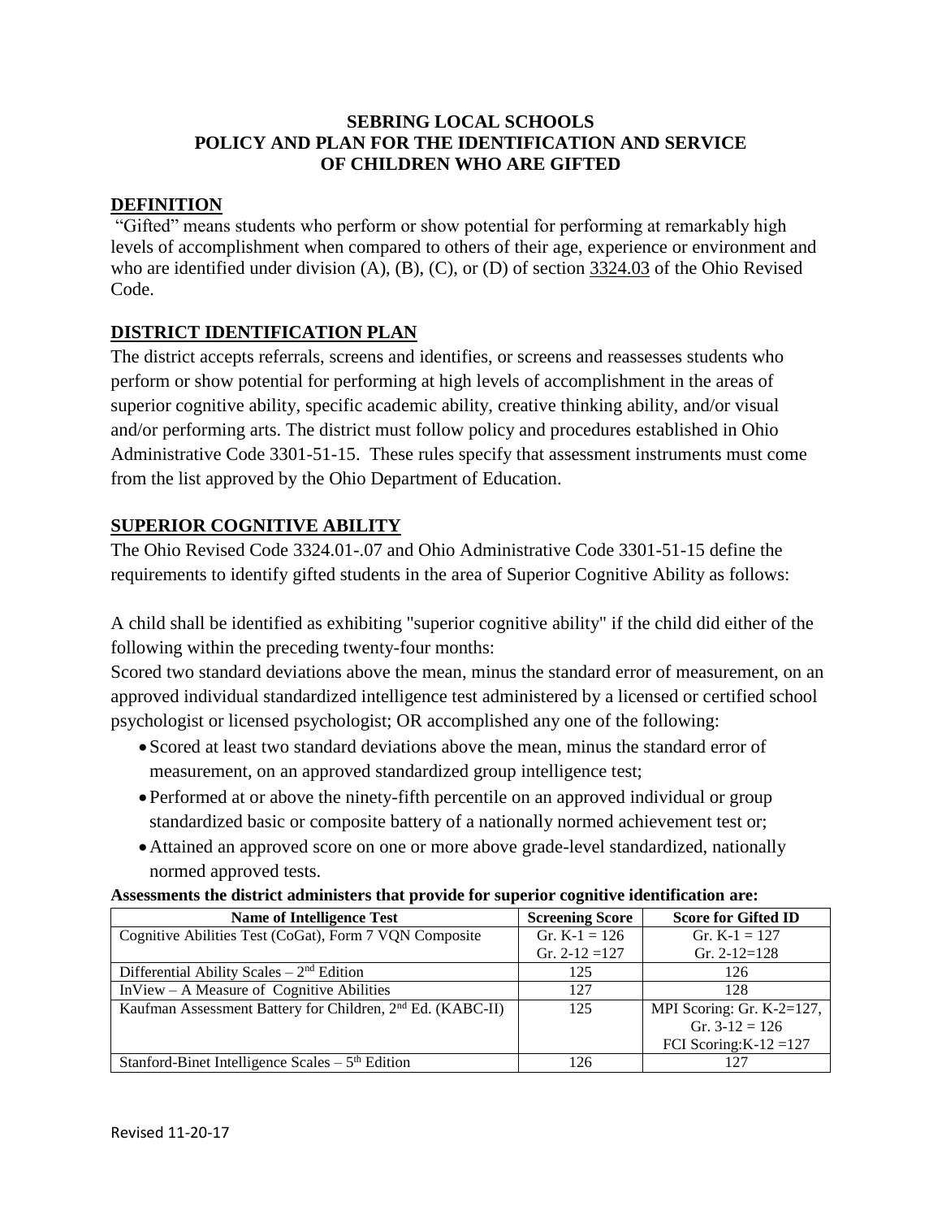# SEBRING LOCAL SCHOOLS
# POLICY AND PLAN FOR THE IDENTIFICATION AND SERVICE OF CHILDREN WHO ARE GIFTED

## DEFINITION

"Gifted" means students who perform or show potential for performing at remarkably high levels of accomplishment when compared to others of their age, experience or environment and who are identified under division (A), (B), (C), or (D) of section 3324.03 of the Ohio Revised Code.

## DISTRICT IDENTIFICATION PLAN

The district accepts referrals, screens and identifies, or screens and reassesses students who perform or show potential for performing at high levels of accomplishment in the areas of superior cognitive ability, specific academic ability, creative thinking ability, and/or visual and/or performing arts. The district must follow policy and procedures established in Ohio Administrative Code 3301-51-15. These rules specify that assessment instruments must come from the list approved by the Ohio Department of Education.

## SUPERIOR COGNITIVE ABILITY

The Ohio Revised Code 3324.01-.07 and Ohio Administrative Code 3301-51-15 define the requirements to identify gifted students in the area of Superior Cognitive Ability as follows:

A child shall be identified as exhibiting "superior cognitive ability" if the child did either of the following within the preceding twenty-four months:

Scored two standard deviations above the mean, minus the standard error of measurement, on an approved individual standardized intelligence test administered by a licensed or certified school psychologist or licensed psychologist; OR accomplished any one of the following:

- Scored at least two standard deviations above the mean, minus the standard error of measurement, on an approved standardized group intelligence test;
- Performed at or above the ninety-fifth percentile on an approved individual or group standardized basic or composite battery of a nationally normed achievement test or;
- Attained an approved score on one or more above grade-level standardized, nationally normed approved tests.

**Assessments the district administers that provide for superior cognitive identification are:**

| Name of Intelligence Test | Screening Score | Score for Gifted ID |
|---|---|---|
| Cognitive Abilities Test (CoGat), Form 7 VQN Composite | Gr. K-1 = 126<br>Gr. 2-12 =127 | Gr. K-1 = 127<br>Gr. 2-12=128 |
| Differential Ability Scales – 2nd Edition | 125 | 126 |
| InView – A Measure of Cognitive Abilities | 127 | 128 |
| Kaufman Assessment Battery for Children, 2nd Ed. (KABC-II) | 125 | MPI Scoring: Gr. K-2=127,<br>Gr. 3-12 = 126<br>FCI Scoring:K-12 =127 |
| Stanford-Binet Intelligence Scales – 5th Edition | 126 | 127 |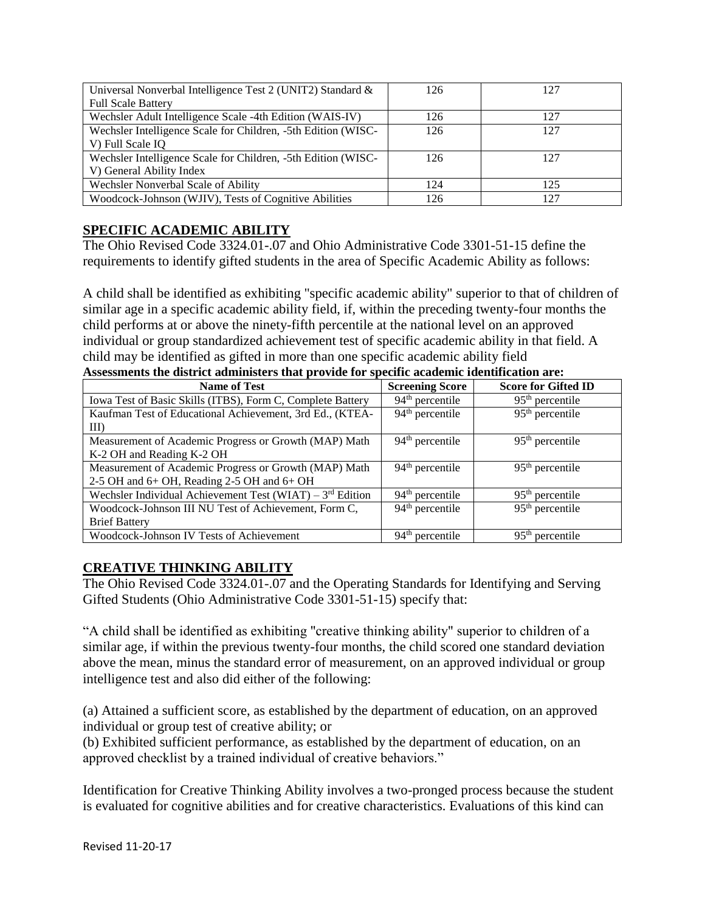| | | |
|---|---|---|
| Universal Nonverbal Intelligence Test 2 (UNIT2) Standard & Full Scale Battery | 126 | 127 |
| Wechsler Adult Intelligence Scale -4th Edition (WAIS-IV) | 126 | 127 |
| Wechsler Intelligence Scale for Children, -5th Edition (WISC-V) Full Scale IQ | 126 | 127 |
| Wechsler Intelligence Scale for Children, -5th Edition (WISC-V) General Ability Index | 126 | 127 |
| Wechsler Nonverbal Scale of Ability | 124 | 125 |
| Woodcock-Johnson (WJIV), Tests of Cognitive Abilities | 126 | 127 |

## SPECIFIC ACADEMIC ABILITY

The Ohio Revised Code 3324.01-.07 and Ohio Administrative Code 3301-51-15 define the requirements to identify gifted students in the area of Specific Academic Ability as follows:

A child shall be identified as exhibiting "specific academic ability" superior to that of children of similar age in a specific academic ability field, if, within the preceding twenty-four months the child performs at or above the ninety-fifth percentile at the national level on an approved individual or group standardized achievement test of specific academic ability in that field. A child may be identified as gifted in more than one specific academic ability field

**Assessments the district administers that provide for specific academic identification are:**

| Name of Test | Screening Score | Score for Gifted ID |
|---|---|---|
| Iowa Test of Basic Skills (ITBS), Form C, Complete Battery | 94th percentile | 95th percentile |
| Kaufman Test of Educational Achievement, 3rd Ed., (KTEA-III) | 94th percentile | 95th percentile |
| Measurement of Academic Progress or Growth (MAP) Math K-2 OH and Reading K-2 OH | 94th percentile | 95th percentile |
| Measurement of Academic Progress or Growth (MAP) Math 2-5 OH and 6+ OH, Reading 2-5 OH and 6+ OH | 94th percentile | 95th percentile |
| Wechsler Individual Achievement Test (WIAT) – 3rd Edition | 94th percentile | 95th percentile |
| Woodcock-Johnson III NU Test of Achievement, Form C, Brief Battery | 94th percentile | 95th percentile |
| Woodcock-Johnson IV Tests of Achievement | 94th percentile | 95th percentile |

## CREATIVE THINKING ABILITY

The Ohio Revised Code 3324.01-.07 and the Operating Standards for Identifying and Serving Gifted Students (Ohio Administrative Code 3301-51-15) specify that:

"A child shall be identified as exhibiting "creative thinking ability" superior to children of a similar age, if within the previous twenty-four months, the child scored one standard deviation above the mean, minus the standard error of measurement, on an approved individual or group intelligence test and also did either of the following:

(a) Attained a sufficient score, as established by the department of education, on an approved individual or group test of creative ability; or

(b) Exhibited sufficient performance, as established by the department of education, on an approved checklist by a trained individual of creative behaviors."

Identification for Creative Thinking Ability involves a two-pronged process because the student is evaluated for cognitive abilities and for creative characteristics. Evaluations of this kind can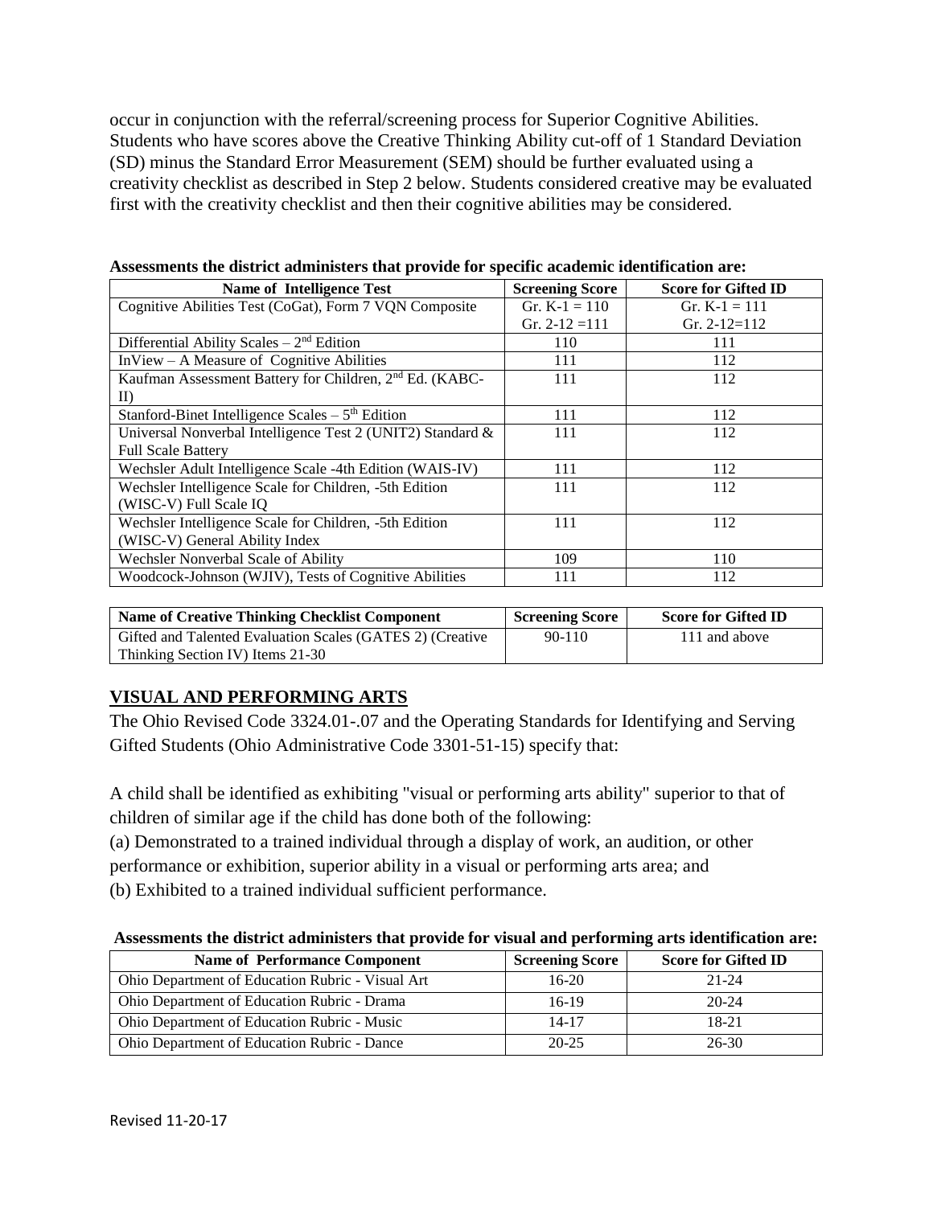occur in conjunction with the referral/screening process for Superior Cognitive Abilities. Students who have scores above the Creative Thinking Ability cut-off of 1 Standard Deviation (SD) minus the Standard Error Measurement (SEM) should be further evaluated using a creativity checklist as described in Step 2 below. Students considered creative may be evaluated first with the creativity checklist and then their cognitive abilities may be considered.

**Assessments the district administers that provide for specific academic identification are:**

| Name of Intelligence Test | Screening Score | Score for Gifted ID |
|---|---|---|
| Cognitive Abilities Test (CoGat), Form 7 VQN Composite | Gr. K-1 = 110<br>Gr. 2-12 =111 | Gr. K-1 = 111<br>Gr. 2-12=112 |
| Differential Ability Scales – 2nd Edition | 110 | 111 |
| InView – A Measure of Cognitive Abilities | 111 | 112 |
| Kaufman Assessment Battery for Children, 2nd Ed. (KABC-II) | 111 | 112 |
| Stanford-Binet Intelligence Scales – 5th Edition | 111 | 112 |
| Universal Nonverbal Intelligence Test 2 (UNIT2) Standard & Full Scale Battery | 111 | 112 |
| Wechsler Adult Intelligence Scale -4th Edition (WAIS-IV) | 111 | 112 |
| Wechsler Intelligence Scale for Children, -5th Edition (WISC-V) Full Scale IQ | 111 | 112 |
| Wechsler Intelligence Scale for Children, -5th Edition (WISC-V) General Ability Index | 111 | 112 |
| Wechsler Nonverbal Scale of Ability | 109 | 110 |
| Woodcock-Johnson (WJIV), Tests of Cognitive Abilities | 111 | 112 |

| Name of Creative Thinking Checklist Component | Screening Score | Score for Gifted ID |
|---|---|---|
| Gifted and Talented Evaluation Scales (GATES 2) (Creative Thinking Section IV) Items 21-30 | 90-110 | 111 and above |

## VISUAL AND PERFORMING ARTS

The Ohio Revised Code 3324.01-.07 and the Operating Standards for Identifying and Serving Gifted Students (Ohio Administrative Code 3301-51-15) specify that:

A child shall be identified as exhibiting "visual or performing arts ability" superior to that of children of similar age if the child has done both of the following:
(a) Demonstrated to a trained individual through a display of work, an audition, or other performance or exhibition, superior ability in a visual or performing arts area; and
(b) Exhibited to a trained individual sufficient performance.

**Assessments the district administers that provide for visual and performing arts identification are:**

| Name of Performance Component | Screening Score | Score for Gifted ID |
|---|---|---|
| Ohio Department of Education Rubric - Visual Art | 16-20 | 21-24 |
| Ohio Department of Education Rubric - Drama | 16-19 | 20-24 |
| Ohio Department of Education Rubric - Music | 14-17 | 18-21 |
| Ohio Department of Education Rubric - Dance | 20-25 | 26-30 |

Revised 11-20-17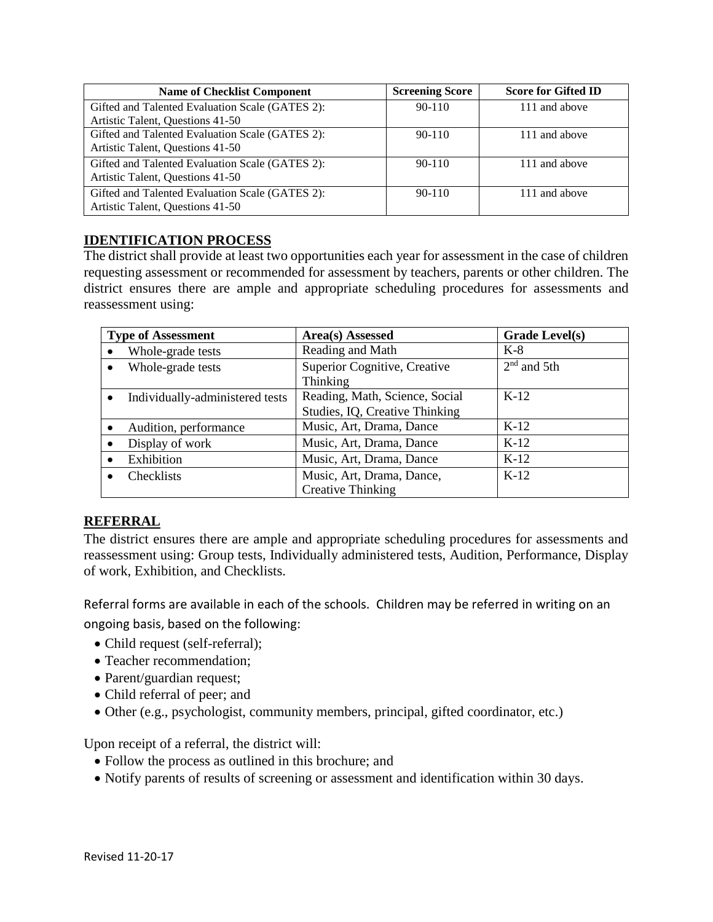| Name of Checklist Component | Screening Score | Score for Gifted ID |
|---|---|---|
| Gifted and Talented Evaluation Scale (GATES 2): Artistic Talent, Questions 41-50 | 90-110 | 111 and above |
| Gifted and Talented Evaluation Scale (GATES 2): Artistic Talent, Questions 41-50 | 90-110 | 111 and above |
| Gifted and Talented Evaluation Scale (GATES 2): Artistic Talent, Questions 41-50 | 90-110 | 111 and above |
| Gifted and Talented Evaluation Scale (GATES 2): Artistic Talent, Questions 41-50 | 90-110 | 111 and above |

## IDENTIFICATION PROCESS

The district shall provide at least two opportunities each year for assessment in the case of children requesting assessment or recommended for assessment by teachers, parents or other children. The district ensures there are ample and appropriate scheduling procedures for assessments and reassessment using:

| Type of Assessment | Area(s) Assessed | Grade Level(s) |
|---|---|---|
| • Whole-grade tests | Reading and Math | K-8 |
| • Whole-grade tests | Superior Cognitive, Creative Thinking | 2nd and 5th |
| • Individually-administered tests | Reading, Math, Science, Social Studies, IQ, Creative Thinking | K-12 |
| • Audition, performance | Music, Art, Drama, Dance | K-12 |
| • Display of work | Music, Art, Drama, Dance | K-12 |
| • Exhibition | Music, Art, Drama, Dance | K-12 |
| • Checklists | Music, Art, Drama, Dance, Creative Thinking | K-12 |

## REFERRAL

The district ensures there are ample and appropriate scheduling procedures for assessments and reassessment using: Group tests, Individually administered tests, Audition, Performance, Display of work, Exhibition, and Checklists.

Referral forms are available in each of the schools. Children may be referred in writing on an ongoing basis, based on the following:

- Child request (self-referral);
- Teacher recommendation;
- Parent/guardian request;
- Child referral of peer; and
- Other (e.g., psychologist, community members, principal, gifted coordinator, etc.)

Upon receipt of a referral, the district will:

- Follow the process as outlined in this brochure; and
- Notify parents of results of screening or assessment and identification within 30 days.

Revised 11-20-17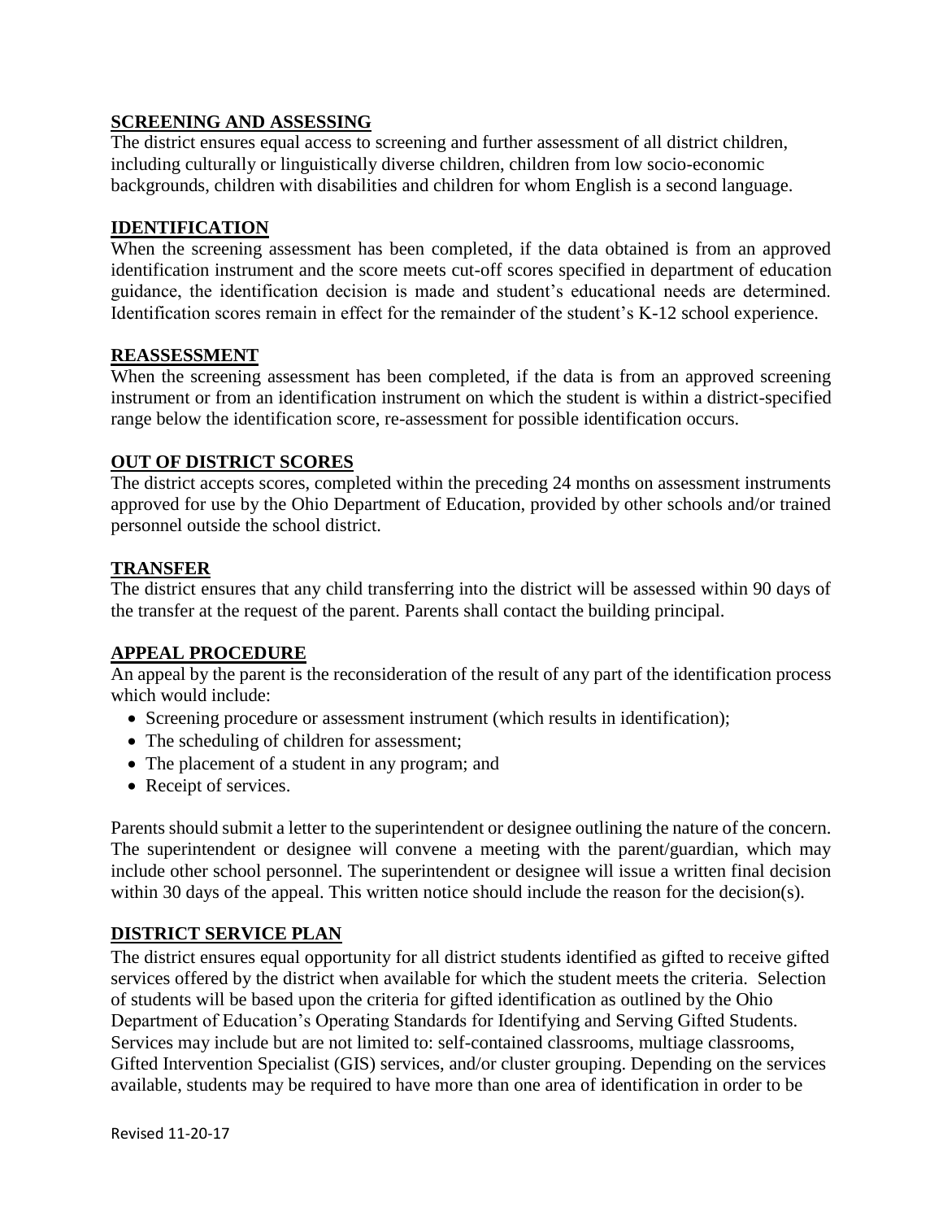## SCREENING AND ASSESSING

The district ensures equal access to screening and further assessment of all district children, including culturally or linguistically diverse children, children from low socio-economic backgrounds, children with disabilities and children for whom English is a second language.

## IDENTIFICATION

When the screening assessment has been completed, if the data obtained is from an approved identification instrument and the score meets cut-off scores specified in department of education guidance, the identification decision is made and student's educational needs are determined. Identification scores remain in effect for the remainder of the student's K-12 school experience.

## REASSESSMENT

When the screening assessment has been completed, if the data is from an approved screening instrument or from an identification instrument on which the student is within a district-specified range below the identification score, re-assessment for possible identification occurs.

## OUT OF DISTRICT SCORES

The district accepts scores, completed within the preceding 24 months on assessment instruments approved for use by the Ohio Department of Education, provided by other schools and/or trained personnel outside the school district.

## TRANSFER

The district ensures that any child transferring into the district will be assessed within 90 days of the transfer at the request of the parent. Parents shall contact the building principal.

## APPEAL PROCEDURE

An appeal by the parent is the reconsideration of the result of any part of the identification process which would include:

- Screening procedure or assessment instrument (which results in identification);
- The scheduling of children for assessment;
- The placement of a student in any program; and
- Receipt of services.

Parents should submit a letter to the superintendent or designee outlining the nature of the concern. The superintendent or designee will convene a meeting with the parent/guardian, which may include other school personnel. The superintendent or designee will issue a written final decision within 30 days of the appeal. This written notice should include the reason for the decision(s).

## DISTRICT SERVICE PLAN

The district ensures equal opportunity for all district students identified as gifted to receive gifted services offered by the district when available for which the student meets the criteria. Selection of students will be based upon the criteria for gifted identification as outlined by the Ohio Department of Education's Operating Standards for Identifying and Serving Gifted Students. Services may include but are not limited to: self-contained classrooms, multiage classrooms, Gifted Intervention Specialist (GIS) services, and/or cluster grouping. Depending on the services available, students may be required to have more than one area of identification in order to be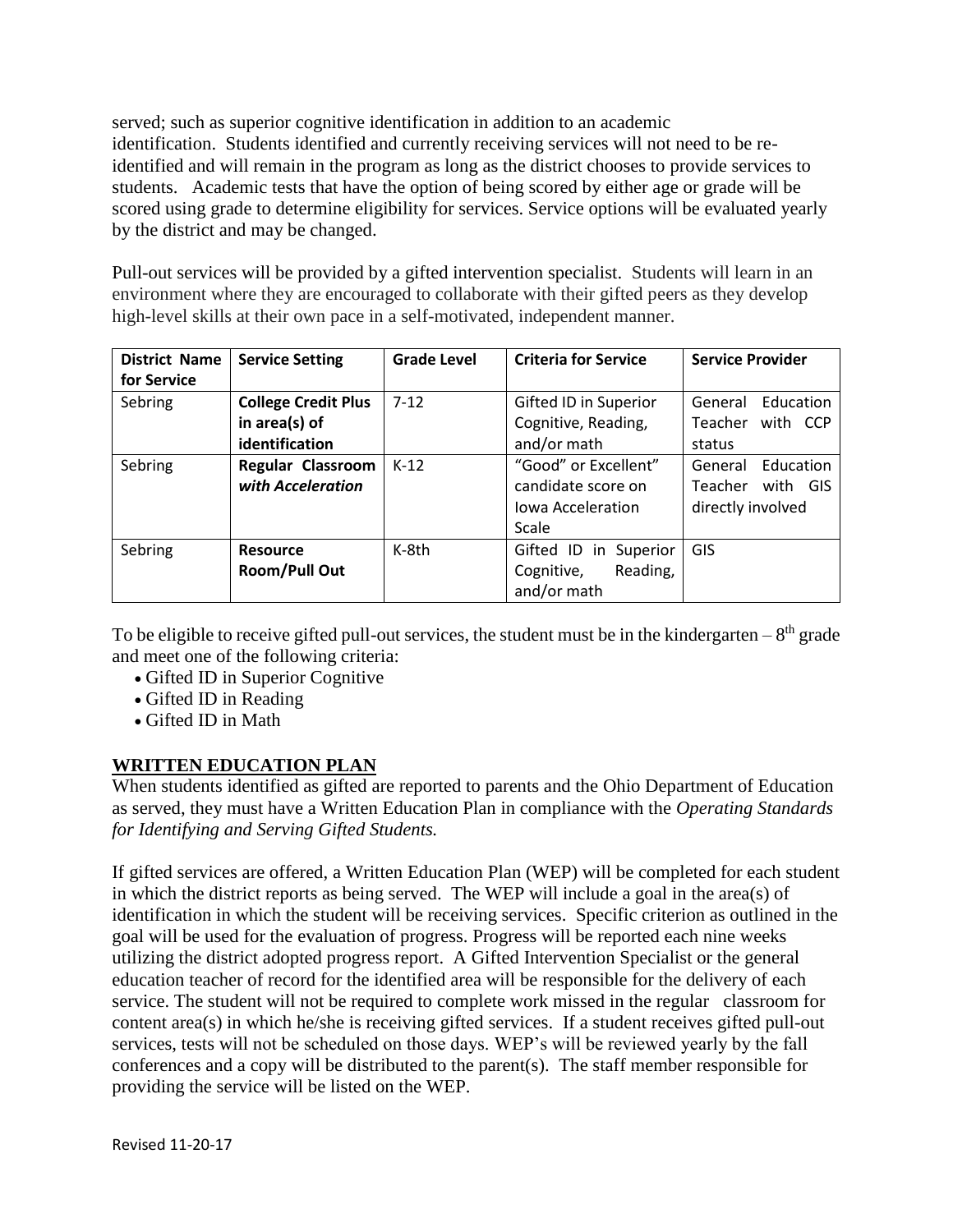served; such as superior cognitive identification in addition to an academic identification. Students identified and currently receiving services will not need to be re-identified and will remain in the program as long as the district chooses to provide services to students. Academic tests that have the option of being scored by either age or grade will be scored using grade to determine eligibility for services. Service options will be evaluated yearly by the district and may be changed.

Pull-out services will be provided by a gifted intervention specialist. Students will learn in an environment where they are encouraged to collaborate with their gifted peers as they develop high-level skills at their own pace in a self-motivated, independent manner.

| District Name for Service | Service Setting | Grade Level | Criteria for Service | Service Provider |
|---|---|---|---|---|
| Sebring | **College Credit Plus in area(s) of identification** | 7-12 | Gifted ID in Superior Cognitive, Reading, and/or math | General Education Teacher with CCP status |
| Sebring | **Regular Classroom *with Acceleration*** | K-12 | "Good" or Excellent" candidate score on Iowa Acceleration Scale | General Education Teacher with GIS directly involved |
| Sebring | **Resource Room/Pull Out** | K-8th | Gifted ID in Superior Cognitive, Reading, and/or math | GIS |

To be eligible to receive gifted pull-out services, the student must be in the kindergarten – 8th grade and meet one of the following criteria:

- Gifted ID in Superior Cognitive
- Gifted ID in Reading
- Gifted ID in Math

## WRITTEN EDUCATION PLAN

When students identified as gifted are reported to parents and the Ohio Department of Education as served, they must have a Written Education Plan in compliance with the *Operating Standards for Identifying and Serving Gifted Students.*

If gifted services are offered, a Written Education Plan (WEP) will be completed for each student in which the district reports as being served. The WEP will include a goal in the area(s) of identification in which the student will be receiving services. Specific criterion as outlined in the goal will be used for the evaluation of progress. Progress will be reported each nine weeks utilizing the district adopted progress report. A Gifted Intervention Specialist or the general education teacher of record for the identified area will be responsible for the delivery of each service. The student will not be required to complete work missed in the regular classroom for content area(s) in which he/she is receiving gifted services. If a student receives gifted pull-out services, tests will not be scheduled on those days. WEP's will be reviewed yearly by the fall conferences and a copy will be distributed to the parent(s). The staff member responsible for providing the service will be listed on the WEP.

Revised 11-20-17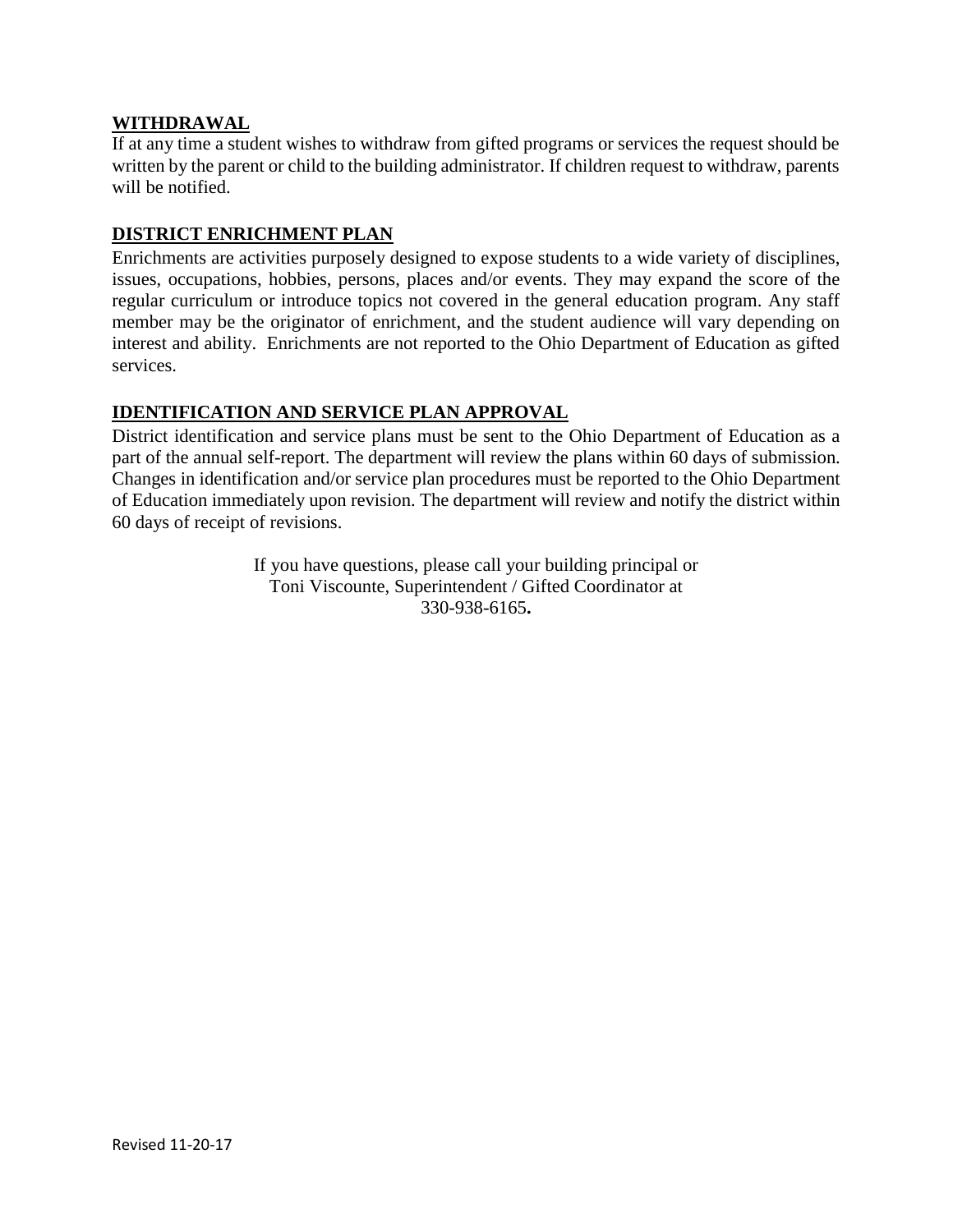## WITHDRAWAL

If at any time a student wishes to withdraw from gifted programs or services the request should be written by the parent or child to the building administrator. If children request to withdraw, parents will be notified.

## DISTRICT ENRICHMENT PLAN

Enrichments are activities purposely designed to expose students to a wide variety of disciplines, issues, occupations, hobbies, persons, places and/or events. They may expand the score of the regular curriculum or introduce topics not covered in the general education program. Any staff member may be the originator of enrichment, and the student audience will vary depending on interest and ability. Enrichments are not reported to the Ohio Department of Education as gifted services.

## IDENTIFICATION AND SERVICE PLAN APPROVAL

District identification and service plans must be sent to the Ohio Department of Education as a part of the annual self-report. The department will review the plans within 60 days of submission. Changes in identification and/or service plan procedures must be reported to the Ohio Department of Education immediately upon revision. The department will review and notify the district within 60 days of receipt of revisions.

If you have questions, please call your building principal or
Toni Viscounte, Superintendent / Gifted Coordinator at
330-938-6165**.**

Revised 11-20-17